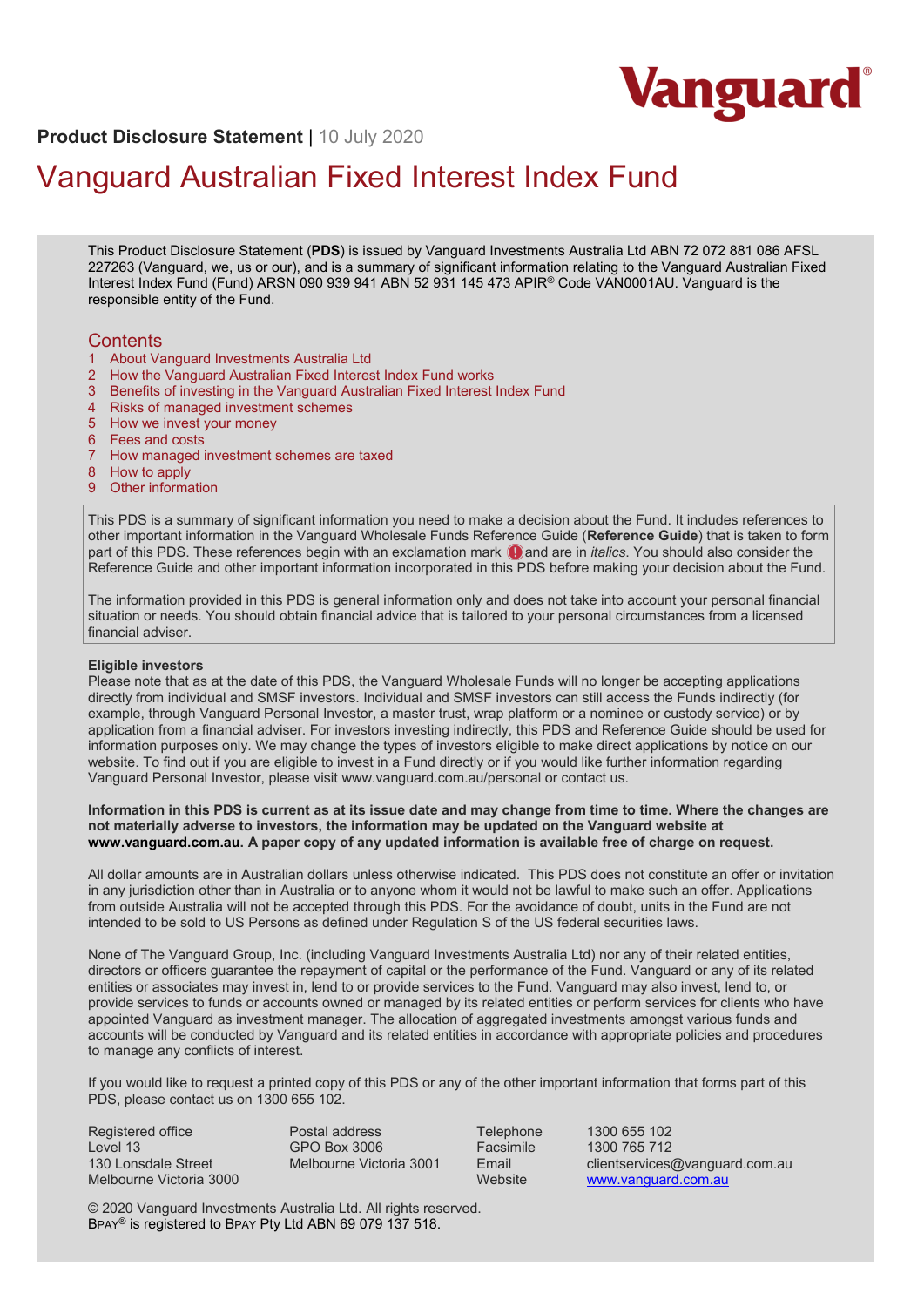Vanguard®

**Product Disclosure Statement** | 10 July 2020

# Vanguard Australian Fixed Interest Index Fund

This Product Disclosure Statement (**PDS**) is issued by Vanguard Investments Australia Ltd ABN 72 072 881 086 AFSL 227263 (Vanguard, we, us or our), and is a summary of significant information relating to the Vanguard Australian Fixed Interest Index Fund (Fund) ARSN 090 939 941 ABN 52 931 145 473 APIR® Code VAN0001AU. Vanguard is the responsible entity of the Fund.

## Contents

1 About Vanguard Investments Australia Ltd
2 How the Vanguard Australian Fixed Interest Index Fund works
3 Benefits of investing in the Vanguard Australian Fixed Interest Index Fund
4 Risks of managed investment schemes
5 How we invest your money
6 Fees and costs
7 How managed investment schemes are taxed
8 How to apply
9 Other information

This PDS is a summary of significant information you need to make a decision about the Fund. It includes references to other important information in the Vanguard Wholesale Funds Reference Guide (**Reference Guide**) that is taken to form part of this PDS. These references begin with an exclamation mark ❗ and are in *italics*. You should also consider the Reference Guide and other important information incorporated in this PDS before making your decision about the Fund.

The information provided in this PDS is general information only and does not take into account your personal financial situation or needs. You should obtain financial advice that is tailored to your personal circumstances from a licensed financial adviser.

**Eligible investors**
Please note that as at the date of this PDS, the Vanguard Wholesale Funds will no longer be accepting applications directly from individual and SMSF investors. Individual and SMSF investors can still access the Funds indirectly (for example, through Vanguard Personal Investor, a master trust, wrap platform or a nominee or custody service) or by application from a financial adviser. For investors investing indirectly, this PDS and Reference Guide should be used for information purposes only. We may change the types of investors eligible to make direct applications by notice on our website. To find out if you are eligible to invest in a Fund directly or if you would like further information regarding Vanguard Personal Investor, please visit www.vanguard.com.au/personal or contact us.

**Information in this PDS is current as at its issue date and may change from time to time. Where the changes are not materially adverse to investors, the information may be updated on the Vanguard website at www.vanguard.com.au. A paper copy of any updated information is available free of charge on request.**

All dollar amounts are in Australian dollars unless otherwise indicated. This PDS does not constitute an offer or invitation in any jurisdiction other than in Australia or to anyone whom it would not be lawful to make such an offer. Applications from outside Australia will not be accepted through this PDS. For the avoidance of doubt, units in the Fund are not intended to be sold to US Persons as defined under Regulation S of the US federal securities laws.

None of The Vanguard Group, Inc. (including Vanguard Investments Australia Ltd) nor any of their related entities, directors or officers guarantee the repayment of capital or the performance of the Fund. Vanguard or any of its related entities or associates may invest in, lend to or provide services to the Fund. Vanguard may also invest, lend to, or provide services to funds or accounts owned or managed by its related entities or perform services for clients who have appointed Vanguard as investment manager. The allocation of aggregated investments amongst various funds and accounts will be conducted by Vanguard and its related entities in accordance with appropriate policies and procedures to manage any conflicts of interest.

If you would like to request a printed copy of this PDS or any of the other important information that forms part of this PDS, please contact us on 1300 655 102.

Registered office
Level 13
130 Lonsdale Street
Melbourne Victoria 3000

Postal address
GPO Box 3006
Melbourne Victoria 3001

| | |
|---|---|
| Telephone | 1300 655 102 |
| Facsimile | 1300 765 712 |
| Email | clientservices@vanguard.com.au |
| Website | www.vanguard.com.au |

© 2020 Vanguard Investments Australia Ltd. All rights reserved.
BPAY® is registered to BPAY Pty Ltd ABN 69 079 137 518.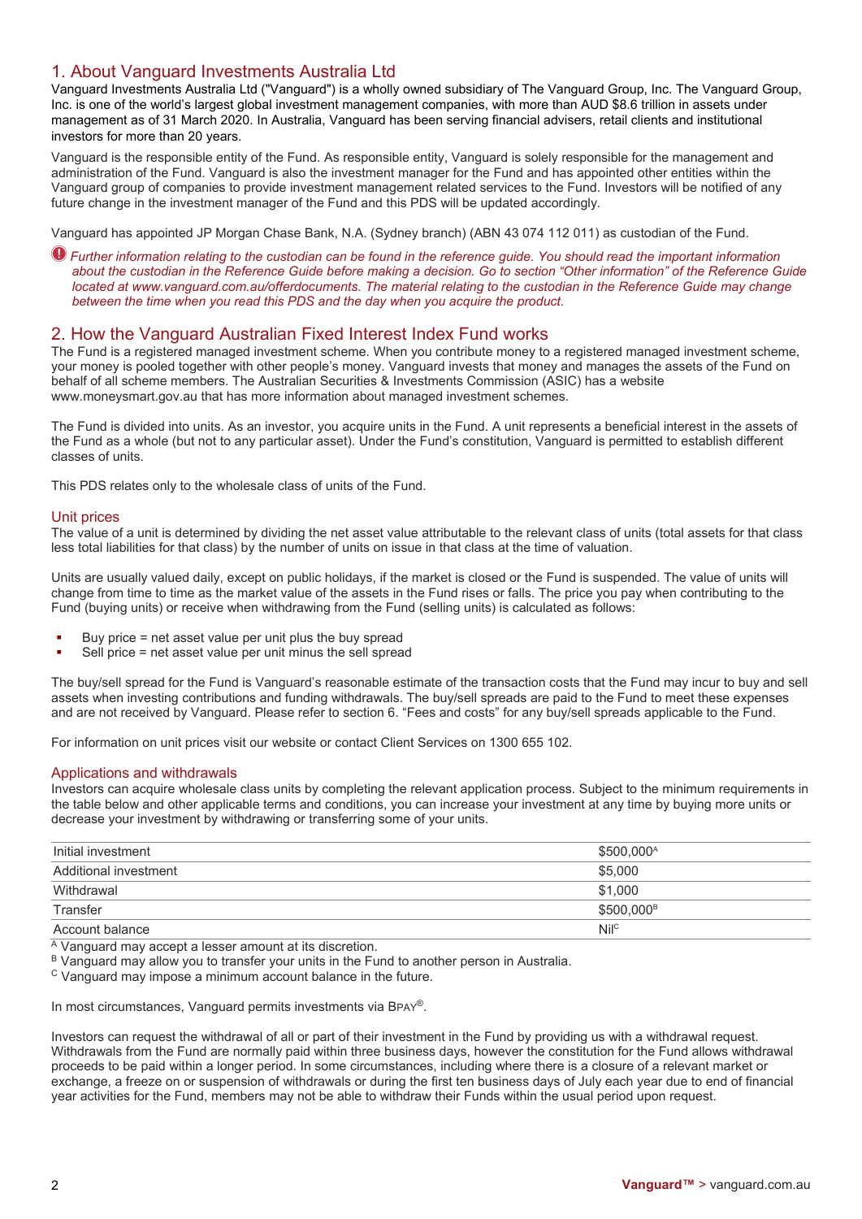## 1. About Vanguard Investments Australia Ltd

Vanguard Investments Australia Ltd ("Vanguard") is a wholly owned subsidiary of The Vanguard Group, Inc. The Vanguard Group, Inc. is one of the world's largest global investment management companies, with more than AUD $8.6 trillion in assets under management as of 31 March 2020. In Australia, Vanguard has been serving financial advisers, retail clients and institutional investors for more than 20 years.

Vanguard is the responsible entity of the Fund. As responsible entity, Vanguard is solely responsible for the management and administration of the Fund. Vanguard is also the investment manager for the Fund and has appointed other entities within the Vanguard group of companies to provide investment management related services to the Fund. Investors will be notified of any future change in the investment manager of the Fund and this PDS will be updated accordingly.

Vanguard has appointed JP Morgan Chase Bank, N.A. (Sydney branch) (ABN 43 074 112 011) as custodian of the Fund.

*Further information relating to the custodian can be found in the reference guide. You should read the important information about the custodian in the Reference Guide before making a decision. Go to section "Other information" of the Reference Guide located at www.vanguard.com.au/offerdocuments. The material relating to the custodian in the Reference Guide may change between the time when you read this PDS and the day when you acquire the product.*

## 2. How the Vanguard Australian Fixed Interest Index Fund works

The Fund is a registered managed investment scheme. When you contribute money to a registered managed investment scheme, your money is pooled together with other people's money. Vanguard invests that money and manages the assets of the Fund on behalf of all scheme members. The Australian Securities & Investments Commission (ASIC) has a website www.moneysmart.gov.au that has more information about managed investment schemes.

The Fund is divided into units. As an investor, you acquire units in the Fund. A unit represents a beneficial interest in the assets of the Fund as a whole (but not to any particular asset). Under the Fund's constitution, Vanguard is permitted to establish different classes of units.

This PDS relates only to the wholesale class of units of the Fund.

### Unit prices

The value of a unit is determined by dividing the net asset value attributable to the relevant class of units (total assets for that class less total liabilities for that class) by the number of units on issue in that class at the time of valuation.

Units are usually valued daily, except on public holidays, if the market is closed or the Fund is suspended. The value of units will change from time to time as the market value of the assets in the Fund rises or falls. The price you pay when contributing to the Fund (buying units) or receive when withdrawing from the Fund (selling units) is calculated as follows:

- Buy price = net asset value per unit plus the buy spread
- Sell price = net asset value per unit minus the sell spread

The buy/sell spread for the Fund is Vanguard's reasonable estimate of the transaction costs that the Fund may incur to buy and sell assets when investing contributions and funding withdrawals. The buy/sell spreads are paid to the Fund to meet these expenses and are not received by Vanguard. Please refer to section 6. "Fees and costs" for any buy/sell spreads applicable to the Fund.

For information on unit prices visit our website or contact Client Services on 1300 655 102.

### Applications and withdrawals

Investors can acquire wholesale class units by completing the relevant application process. Subject to the minimum requirements in the table below and other applicable terms and conditions, you can increase your investment at any time by buying more units or decrease your investment by withdrawing or transferring some of your units.

| | |
|---|---|
| Initial investment | $500,000[A] |
| Additional investment | $5,000 |
| Withdrawal | $1,000 |
| Transfer | $500,000[B] |
| Account balance | Nil[C] |

[A] Vanguard may accept a lesser amount at its discretion.
[B] Vanguard may allow you to transfer your units in the Fund to another person in Australia.
[C] Vanguard may impose a minimum account balance in the future.

In most circumstances, Vanguard permits investments via BPAY®.

Investors can request the withdrawal of all or part of their investment in the Fund by providing us with a withdrawal request. Withdrawals from the Fund are normally paid within three business days, however the constitution for the Fund allows withdrawal proceeds to be paid within a longer period. In some circumstances, including where there is a closure of a relevant market or exchange, a freeze on or suspension of withdrawals or during the first ten business days of July each year due to end of financial year activities for the Fund, members may not be able to withdraw their Funds within the usual period upon request.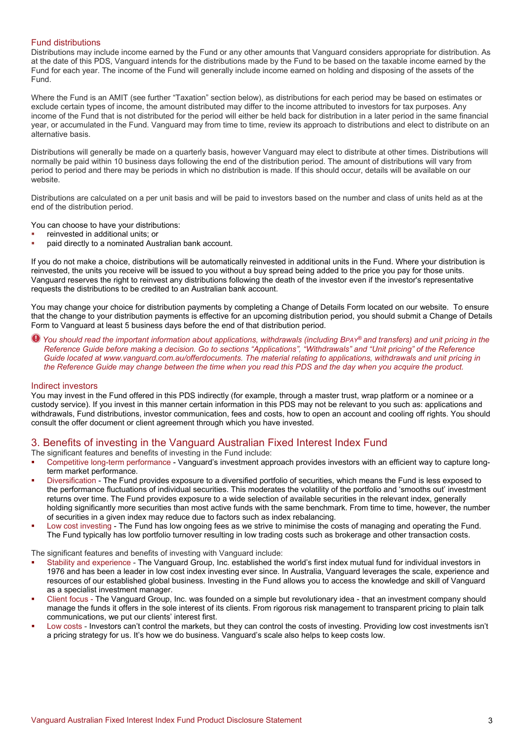### Fund distributions

Distributions may include income earned by the Fund or any other amounts that Vanguard considers appropriate for distribution. As at the date of this PDS, Vanguard intends for the distributions made by the Fund to be based on the taxable income earned by the Fund for each year. The income of the Fund will generally include income earned on holding and disposing of the assets of the Fund.

Where the Fund is an AMIT (see further "Taxation" section below), as distributions for each period may be based on estimates or exclude certain types of income, the amount distributed may differ to the income attributed to investors for tax purposes. Any income of the Fund that is not distributed for the period will either be held back for distribution in a later period in the same financial year, or accumulated in the Fund. Vanguard may from time to time, review its approach to distributions and elect to distribute on an alternative basis.

Distributions will generally be made on a quarterly basis, however Vanguard may elect to distribute at other times. Distributions will normally be paid within 10 business days following the end of the distribution period. The amount of distributions will vary from period to period and there may be periods in which no distribution is made. If this should occur, details will be available on our website.

Distributions are calculated on a per unit basis and will be paid to investors based on the number and class of units held as at the end of the distribution period.

You can choose to have your distributions:

- reinvested in additional units; or
- paid directly to a nominated Australian bank account.

If you do not make a choice, distributions will be automatically reinvested in additional units in the Fund. Where your distribution is reinvested, the units you receive will be issued to you without a buy spread being added to the price you pay for those units. Vanguard reserves the right to reinvest any distributions following the death of the investor even if the investor's representative requests the distributions to be credited to an Australian bank account.

You may change your choice for distribution payments by completing a Change of Details Form located on our website. To ensure that the change to your distribution payments is effective for an upcoming distribution period, you should submit a Change of Details Form to Vanguard at least 5 business days before the end of that distribution period.

*You should read the important information about applications, withdrawals (including BPAY® and transfers) and unit pricing in the Reference Guide before making a decision. Go to sections "Applications", "Withdrawals" and "Unit pricing" of the Reference Guide located at www.vanguard.com.au/offerdocuments. The material relating to applications, withdrawals and unit pricing in the Reference Guide may change between the time when you read this PDS and the day when you acquire the product.*

### Indirect investors

You may invest in the Fund offered in this PDS indirectly (for example, through a master trust, wrap platform or a nominee or a custody service). If you invest in this manner certain information in this PDS may not be relevant to you such as: applications and withdrawals, Fund distributions, investor communication, fees and costs, how to open an account and cooling off rights. You should consult the offer document or client agreement through which you have invested.

## 3. Benefits of investing in the Vanguard Australian Fixed Interest Index Fund

The significant features and benefits of investing in the Fund include:

- Competitive long-term performance - Vanguard's investment approach provides investors with an efficient way to capture long-term market performance.
- Diversification - The Fund provides exposure to a diversified portfolio of securities, which means the Fund is less exposed to the performance fluctuations of individual securities. This moderates the volatility of the portfolio and 'smooths out' investment returns over time. The Fund provides exposure to a wide selection of available securities in the relevant index, generally holding significantly more securities than most active funds with the same benchmark. From time to time, however, the number of securities in a given index may reduce due to factors such as index rebalancing.
- Low cost investing - The Fund has low ongoing fees as we strive to minimise the costs of managing and operating the Fund. The Fund typically has low portfolio turnover resulting in low trading costs such as brokerage and other transaction costs.

The significant features and benefits of investing with Vanguard include:

- Stability and experience - The Vanguard Group, Inc. established the world's first index mutual fund for individual investors in 1976 and has been a leader in low cost index investing ever since. In Australia, Vanguard leverages the scale, experience and resources of our established global business. Investing in the Fund allows you to access the knowledge and skill of Vanguard as a specialist investment manager.
- Client focus - The Vanguard Group, Inc. was founded on a simple but revolutionary idea - that an investment company should manage the funds it offers in the sole interest of its clients. From rigorous risk management to transparent pricing to plain talk communications, we put our clients' interest first.
- Low costs - Investors can't control the markets, but they can control the costs of investing. Providing low cost investments isn't a pricing strategy for us. It's how we do business. Vanguard's scale also helps to keep costs low.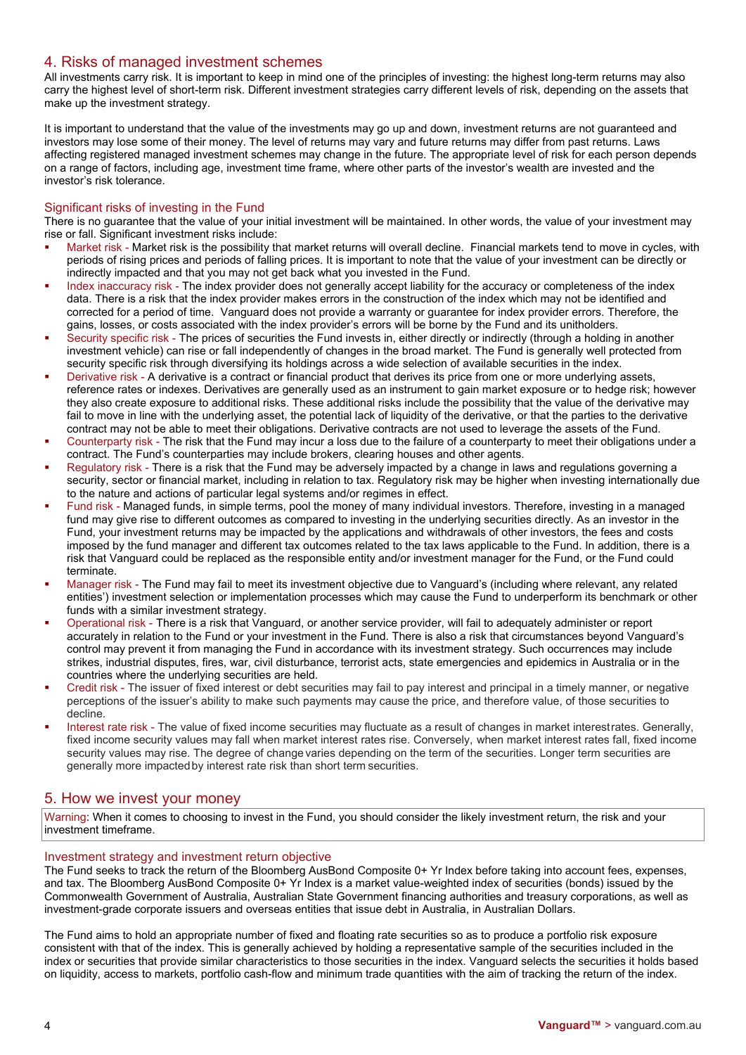## 4. Risks of managed investment schemes

All investments carry risk. It is important to keep in mind one of the principles of investing: the highest long-term returns may also carry the highest level of short-term risk. Different investment strategies carry different levels of risk, depending on the assets that make up the investment strategy.

It is important to understand that the value of the investments may go up and down, investment returns are not guaranteed and investors may lose some of their money. The level of returns may vary and future returns may differ from past returns. Laws affecting registered managed investment schemes may change in the future. The appropriate level of risk for each person depends on a range of factors, including age, investment time frame, where other parts of the investor's wealth are invested and the investor's risk tolerance.

### Significant risks of investing in the Fund

There is no guarantee that the value of your initial investment will be maintained. In other words, the value of your investment may rise or fall. Significant investment risks include:

- Market risk - Market risk is the possibility that market returns will overall decline. Financial markets tend to move in cycles, with periods of rising prices and periods of falling prices. It is important to note that the value of your investment can be directly or indirectly impacted and that you may not get back what you invested in the Fund.
- Index inaccuracy risk - The index provider does not generally accept liability for the accuracy or completeness of the index data. There is a risk that the index provider makes errors in the construction of the index which may not be identified and corrected for a period of time. Vanguard does not provide a warranty or guarantee for index provider errors. Therefore, the gains, losses, or costs associated with the index provider's errors will be borne by the Fund and its unitholders.
- Security specific risk - The prices of securities the Fund invests in, either directly or indirectly (through a holding in another investment vehicle) can rise or fall independently of changes in the broad market. The Fund is generally well protected from security specific risk through diversifying its holdings across a wide selection of available securities in the index.
- Derivative risk - A derivative is a contract or financial product that derives its price from one or more underlying assets, reference rates or indexes. Derivatives are generally used as an instrument to gain market exposure or to hedge risk; however they also create exposure to additional risks. These additional risks include the possibility that the value of the derivative may fail to move in line with the underlying asset, the potential lack of liquidity of the derivative, or that the parties to the derivative contract may not be able to meet their obligations. Derivative contracts are not used to leverage the assets of the Fund.
- Counterparty risk - The risk that the Fund may incur a loss due to the failure of a counterparty to meet their obligations under a contract. The Fund's counterparties may include brokers, clearing houses and other agents.
- Regulatory risk - There is a risk that the Fund may be adversely impacted by a change in laws and regulations governing a security, sector or financial market, including in relation to tax. Regulatory risk may be higher when investing internationally due to the nature and actions of particular legal systems and/or regimes in effect.
- Fund risk - Managed funds, in simple terms, pool the money of many individual investors. Therefore, investing in a managed fund may give rise to different outcomes as compared to investing in the underlying securities directly. As an investor in the Fund, your investment returns may be impacted by the applications and withdrawals of other investors, the fees and costs imposed by the fund manager and different tax outcomes related to the tax laws applicable to the Fund. In addition, there is a risk that Vanguard could be replaced as the responsible entity and/or investment manager for the Fund, or the Fund could terminate.
- Manager risk - The Fund may fail to meet its investment objective due to Vanguard's (including where relevant, any related entities') investment selection or implementation processes which may cause the Fund to underperform its benchmark or other funds with a similar investment strategy.
- Operational risk - There is a risk that Vanguard, or another service provider, will fail to adequately administer or report accurately in relation to the Fund or your investment in the Fund. There is also a risk that circumstances beyond Vanguard's control may prevent it from managing the Fund in accordance with its investment strategy. Such occurrences may include strikes, industrial disputes, fires, war, civil disturbance, terrorist acts, state emergencies and epidemics in Australia or in the countries where the underlying securities are held.
- Credit risk - The issuer of fixed interest or debt securities may fail to pay interest and principal in a timely manner, or negative perceptions of the issuer's ability to make such payments may cause the price, and therefore value, of those securities to decline.
- Interest rate risk - The value of fixed income securities may fluctuate as a result of changes in market interestrates. Generally, fixed income security values may fall when market interest rates rise. Conversely, when market interest rates fall, fixed income security values may rise. The degree of change varies depending on the term of the securities. Longer term securities are generally more impacted by interest rate risk than short term securities.

## 5. How we invest your money

Warning: When it comes to choosing to invest in the Fund, you should consider the likely investment return, the risk and your investment timeframe.

### Investment strategy and investment return objective

The Fund seeks to track the return of the Bloomberg AusBond Composite 0+ Yr Index before taking into account fees, expenses, and tax. The Bloomberg AusBond Composite 0+ Yr Index is a market value-weighted index of securities (bonds) issued by the Commonwealth Government of Australia, Australian State Government financing authorities and treasury corporations, as well as investment-grade corporate issuers and overseas entities that issue debt in Australia, in Australian Dollars.

The Fund aims to hold an appropriate number of fixed and floating rate securities so as to produce a portfolio risk exposure consistent with that of the index. This is generally achieved by holding a representative sample of the securities included in the index or securities that provide similar characteristics to those securities in the index. Vanguard selects the securities it holds based on liquidity, access to markets, portfolio cash-flow and minimum trade quantities with the aim of tracking the return of the index.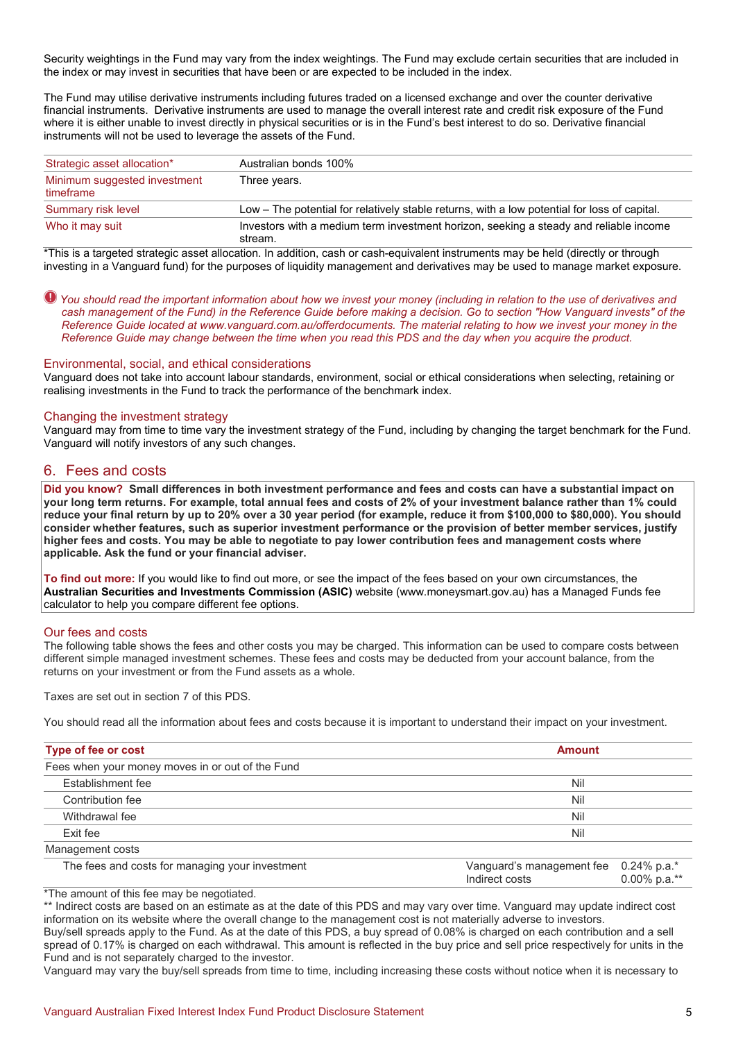Security weightings in the Fund may vary from the index weightings. The Fund may exclude certain securities that are included in the index or may invest in securities that have been or are expected to be included in the index.

The Fund may utilise derivative instruments including futures traded on a licensed exchange and over the counter derivative financial instruments. Derivative instruments are used to manage the overall interest rate and credit risk exposure of the Fund where it is either unable to invest directly in physical securities or is in the Fund's best interest to do so. Derivative financial instruments will not be used to leverage the assets of the Fund.

| | |
|---|---|
| Strategic asset allocation* | Australian bonds 100% |
| Minimum suggested investment timeframe | Three years. |
| Summary risk level | Low – The potential for relatively stable returns, with a low potential for loss of capital. |
| Who it may suit | Investors with a medium term investment horizon, seeking a steady and reliable income stream. |

*This is a targeted strategic asset allocation. In addition, cash or cash-equivalent instruments may be held (directly or through investing in a Vanguard fund) for the purposes of liquidity management and derivatives may be used to manage market exposure.

*You should read the important information about how we invest your money (including in relation to the use of derivatives and cash management of the Fund) in the Reference Guide before making a decision. Go to section "How Vanguard invests" of the Reference Guide located at www.vanguard.com.au/offerdocuments. The material relating to how we invest your money in the Reference Guide may change between the time when you read this PDS and the day when you acquire the product.*

### Environmental, social, and ethical considerations

Vanguard does not take into account labour standards, environment, social or ethical considerations when selecting, retaining or realising investments in the Fund to track the performance of the benchmark index.

### Changing the investment strategy

Vanguard may from time to time vary the investment strategy of the Fund, including by changing the target benchmark for the Fund. Vanguard will notify investors of any such changes.

## 6. Fees and costs

**Did you know? Small differences in both investment performance and fees and costs can have a substantial impact on your long term returns. For example, total annual fees and costs of 2% of your investment balance rather than 1% could reduce your final return by up to 20% over a 30 year period (for example, reduce it from $100,000 to $80,000). You should consider whether features, such as superior investment performance or the provision of better member services, justify higher fees and costs. You may be able to negotiate to pay lower contribution fees and management costs where applicable. Ask the fund or your financial adviser.**

**To find out more:** If you would like to find out more, or see the impact of the fees based on your own circumstances, the **Australian Securities and Investments Commission (ASIC)** website (www.moneysmart.gov.au) has a Managed Funds fee calculator to help you compare different fee options.

### Our fees and costs

The following table shows the fees and other costs you may be charged. This information can be used to compare costs between different simple managed investment schemes. These fees and costs may be deducted from your account balance, from the returns on your investment or from the Fund assets as a whole.

Taxes are set out in section 7 of this PDS.

You should read all the information about fees and costs because it is important to understand their impact on your investment.

| Type of fee or cost | Amount | |
|---|---|---|
| Fees when your money moves in or out of the Fund | | |
| Establishment fee | Nil | |
| Contribution fee | Nil | |
| Withdrawal fee | Nil | |
| Exit fee | Nil | |
| Management costs | | |
| The fees and costs for managing your investment | Vanguard's management fee<br>Indirect costs | 0.24% p.a.*<br>0.00% p.a.** |

*The amount of this fee may be negotiated.
** Indirect costs are based on an estimate as at the date of this PDS and may vary over time. Vanguard may update indirect cost information on its website where the overall change to the management cost is not materially adverse to investors.
Buy/sell spreads apply to the Fund. As at the date of this PDS, a buy spread of 0.08% is charged on each contribution and a sell spread of 0.17% is charged on each withdrawal. This amount is reflected in the buy price and sell price respectively for units in the Fund and is not separately charged to the investor.
Vanguard may vary the buy/sell spreads from time to time, including increasing these costs without notice when it is necessary to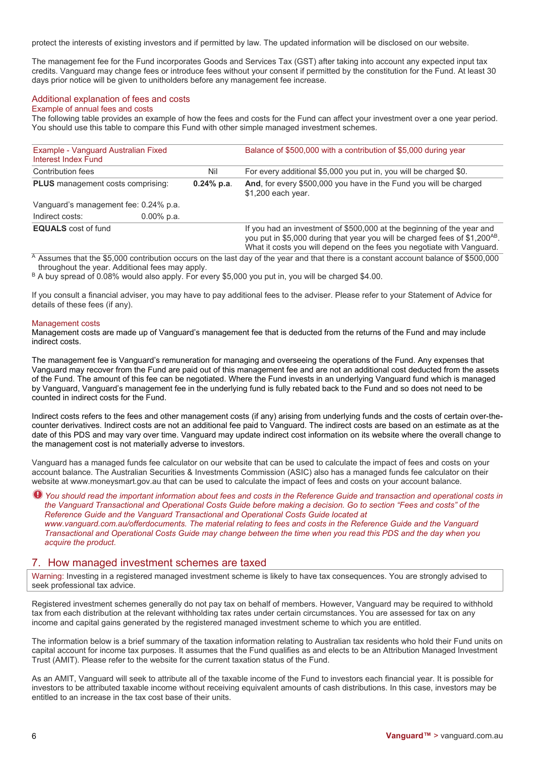protect the interests of existing investors and if permitted by law. The updated information will be disclosed on our website.

The management fee for the Fund incorporates Goods and Services Tax (GST) after taking into account any expected input tax credits. Vanguard may change fees or introduce fees without your consent if permitted by the constitution for the Fund. At least 30 days prior notice will be given to unitholders before any management fee increase.

### Additional explanation of fees and costs

#### Example of annual fees and costs

The following table provides an example of how the fees and costs for the Fund can affect your investment over a one year period. You should use this table to compare this Fund with other simple managed investment schemes.

| Example - Vanguard Australian Fixed Interest Index Fund | | Balance of \$500,000 with a contribution of \$5,000 during year |
|---|---|---|
| Contribution fees | Nil | For every additional \$5,000 you put in, you will be charged \$0. |
| **PLUS** management costs comprising: | **0.24% p.a.** | **And**, for every \$500,000 you have in the Fund you will be charged \$1,200 each year. |
| Vanguard's management fee: 0.24% p.a. | | |
| Indirect costs: 0.00% p.a. | | |
| **EQUALS** cost of fund | | If you had an investment of \$500,000 at the beginning of the year and you put in \$5,000 during that year you will be charged fees of \$1,200[AB]. What it costs you will depend on the fees you negotiate with Vanguard. |

[A] Assumes that the \$5,000 contribution occurs on the last day of the year and that there is a constant account balance of \$500,000 throughout the year. Additional fees may apply.

[B] A buy spread of 0.08% would also apply. For every \$5,000 you put in, you will be charged \$4.00.

If you consult a financial adviser, you may have to pay additional fees to the adviser. Please refer to your Statement of Advice for details of these fees (if any).

#### Management costs

Management costs are made up of Vanguard's management fee that is deducted from the returns of the Fund and may include indirect costs.

The management fee is Vanguard's remuneration for managing and overseeing the operations of the Fund. Any expenses that Vanguard may recover from the Fund are paid out of this management fee and are not an additional cost deducted from the assets of the Fund. The amount of this fee can be negotiated. Where the Fund invests in an underlying Vanguard fund which is managed by Vanguard, Vanguard's management fee in the underlying fund is fully rebated back to the Fund and so does not need to be counted in indirect costs for the Fund.

Indirect costs refers to the fees and other management costs (if any) arising from underlying funds and the costs of certain over-the-counter derivatives. Indirect costs are not an additional fee paid to Vanguard. The indirect costs are based on an estimate as at the date of this PDS and may vary over time. Vanguard may update indirect cost information on its website where the overall change to the management cost is not materially adverse to investors.

Vanguard has a managed funds fee calculator on our website that can be used to calculate the impact of fees and costs on your account balance. The Australian Securities & Investments Commission (ASIC) also has a managed funds fee calculator on their website at www.moneysmart.gov.au that can be used to calculate the impact of fees and costs on your account balance.

*You should read the important information about fees and costs in the Reference Guide and transaction and operational costs in the Vanguard Transactional and Operational Costs Guide before making a decision. Go to section "Fees and costs" of the Reference Guide and the Vanguard Transactional and Operational Costs Guide located at www.vanguard.com.au/offerdocuments. The material relating to fees and costs in the Reference Guide and the Vanguard Transactional and Operational Costs Guide may change between the time when you read this PDS and the day when you acquire the product.*

## 7. How managed investment schemes are taxed

Warning: Investing in a registered managed investment scheme is likely to have tax consequences. You are strongly advised to seek professional tax advice.

Registered investment schemes generally do not pay tax on behalf of members. However, Vanguard may be required to withhold tax from each distribution at the relevant withholding tax rates under certain circumstances. You are assessed for tax on any income and capital gains generated by the registered managed investment scheme to which you are entitled.

The information below is a brief summary of the taxation information relating to Australian tax residents who hold their Fund units on capital account for income tax purposes. It assumes that the Fund qualifies as and elects to be an Attribution Managed Investment Trust (AMIT). Please refer to the website for the current taxation status of the Fund.

As an AMIT, Vanguard will seek to attribute all of the taxable income of the Fund to investors each financial year. It is possible for investors to be attributed taxable income without receiving equivalent amounts of cash distributions. In this case, investors may be entitled to an increase in the tax cost base of their units.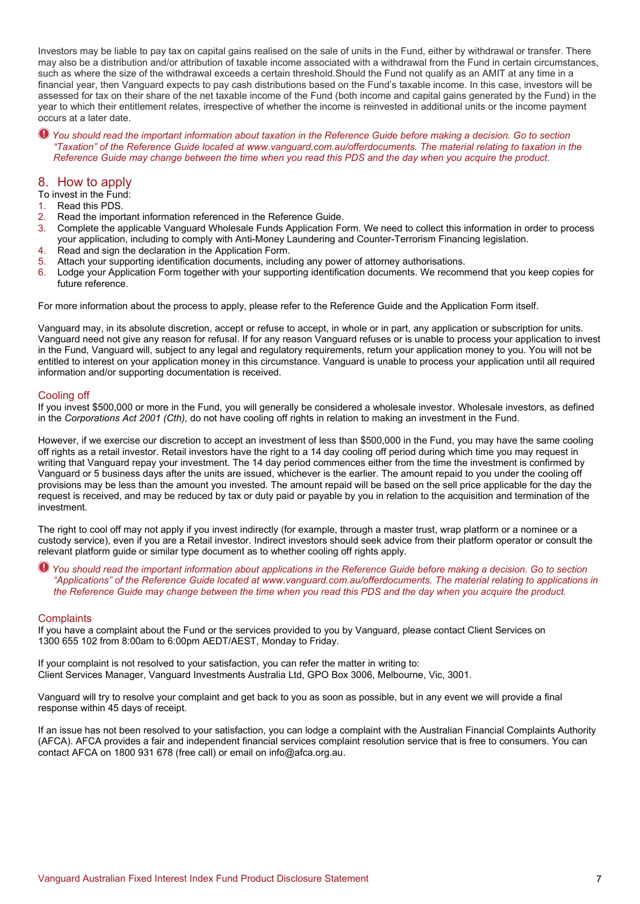Investors may be liable to pay tax on capital gains realised on the sale of units in the Fund, either by withdrawal or transfer. There may also be a distribution and/or attribution of taxable income associated with a withdrawal from the Fund in certain circumstances, such as where the size of the withdrawal exceeds a certain threshold.Should the Fund not qualify as an AMIT at any time in a financial year, then Vanguard expects to pay cash distributions based on the Fund's taxable income. In this case, investors will be assessed for tax on their share of the net taxable income of the Fund (both income and capital gains generated by the Fund) in the year to which their entitlement relates, irrespective of whether the income is reinvested in additional units or the income payment occurs at a later date.

*You should read the important information about taxation in the Reference Guide before making a decision. Go to section "Taxation" of the Reference Guide located at www.vanguard.com.au/offerdocuments. The material relating to taxation in the Reference Guide may change between the time when you read this PDS and the day when you acquire the product.*

## 8. How to apply

To invest in the Fund:

1. Read this PDS.
2. Read the important information referenced in the Reference Guide.
3. Complete the applicable Vanguard Wholesale Funds Application Form. We need to collect this information in order to process your application, including to comply with Anti-Money Laundering and Counter-Terrorism Financing legislation.
4. Read and sign the declaration in the Application Form.
5. Attach your supporting identification documents, including any power of attorney authorisations.
6. Lodge your Application Form together with your supporting identification documents. We recommend that you keep copies for future reference.

For more information about the process to apply, please refer to the Reference Guide and the Application Form itself.

Vanguard may, in its absolute discretion, accept or refuse to accept, in whole or in part, any application or subscription for units. Vanguard need not give any reason for refusal. If for any reason Vanguard refuses or is unable to process your application to invest in the Fund, Vanguard will, subject to any legal and regulatory requirements, return your application money to you. You will not be entitled to interest on your application money in this circumstance. Vanguard is unable to process your application until all required information and/or supporting documentation is received.

### Cooling off

If you invest $500,000 or more in the Fund, you will generally be considered a wholesale investor. Wholesale investors, as defined in the *Corporations Act 2001 (Cth)*, do not have cooling off rights in relation to making an investment in the Fund.

However, if we exercise our discretion to accept an investment of less than $500,000 in the Fund, you may have the same cooling off rights as a retail investor. Retail investors have the right to a 14 day cooling off period during which time you may request in writing that Vanguard repay your investment. The 14 day period commences either from the time the investment is confirmed by Vanguard or 5 business days after the units are issued, whichever is the earlier. The amount repaid to you under the cooling off provisions may be less than the amount you invested. The amount repaid will be based on the sell price applicable for the day the request is received, and may be reduced by tax or duty paid or payable by you in relation to the acquisition and termination of the investment.

The right to cool off may not apply if you invest indirectly (for example, through a master trust, wrap platform or a nominee or a custody service), even if you are a Retail investor. Indirect investors should seek advice from their platform operator or consult the relevant platform guide or similar type document as to whether cooling off rights apply.

*You should read the important information about applications in the Reference Guide before making a decision. Go to section "Applications" of the Reference Guide located at www.vanguard.com.au/offerdocuments. The material relating to applications in the Reference Guide may change between the time when you read this PDS and the day when you acquire the product.*

### Complaints

If you have a complaint about the Fund or the services provided to you by Vanguard, please contact Client Services on 1300 655 102 from 8:00am to 6:00pm AEDT/AEST, Monday to Friday.

If your complaint is not resolved to your satisfaction, you can refer the matter in writing to:
Client Services Manager, Vanguard Investments Australia Ltd, GPO Box 3006, Melbourne, Vic, 3001.

Vanguard will try to resolve your complaint and get back to you as soon as possible, but in any event we will provide a final response within 45 days of receipt.

If an issue has not been resolved to your satisfaction, you can lodge a complaint with the Australian Financial Complaints Authority (AFCA). AFCA provides a fair and independent financial services complaint resolution service that is free to consumers. You can contact AFCA on 1800 931 678 (free call) or email on info@afca.org.au.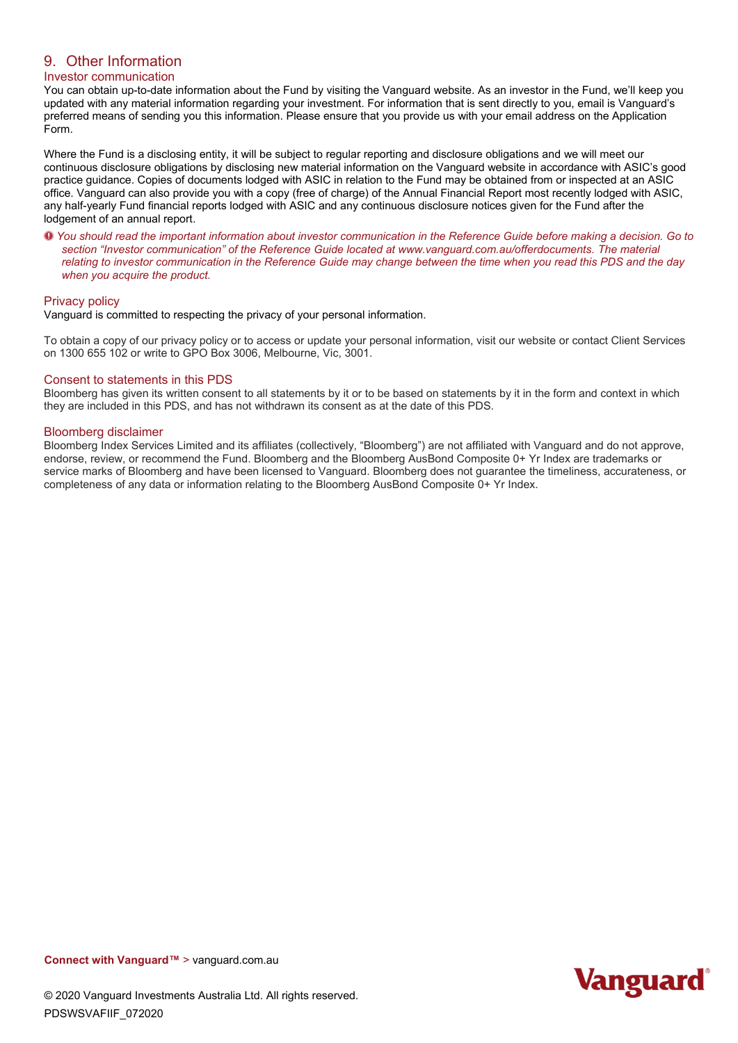# 9. Other Information

## Investor communication

You can obtain up-to-date information about the Fund by visiting the Vanguard website. As an investor in the Fund, we'll keep you updated with any material information regarding your investment. For information that is sent directly to you, email is Vanguard's preferred means of sending you this information. Please ensure that you provide us with your email address on the Application Form.

Where the Fund is a disclosing entity, it will be subject to regular reporting and disclosure obligations and we will meet our continuous disclosure obligations by disclosing new material information on the Vanguard website in accordance with ASIC's good practice guidance. Copies of documents lodged with ASIC in relation to the Fund may be obtained from or inspected at an ASIC office. Vanguard can also provide you with a copy (free of charge) of the Annual Financial Report most recently lodged with ASIC, any half-yearly Fund financial reports lodged with ASIC and any continuous disclosure notices given for the Fund after the lodgement of an annual report.

*You should read the important information about investor communication in the Reference Guide before making a decision. Go to section "Investor communication" of the Reference Guide located at www.vanguard.com.au/offerdocuments. The material relating to investor communication in the Reference Guide may change between the time when you read this PDS and the day when you acquire the product.*

## Privacy policy

Vanguard is committed to respecting the privacy of your personal information.

To obtain a copy of our privacy policy or to access or update your personal information, visit our website or contact Client Services on 1300 655 102 or write to GPO Box 3006, Melbourne, Vic, 3001.

## Consent to statements in this PDS

Bloomberg has given its written consent to all statements by it or to be based on statements by it in the form and context in which they are included in this PDS, and has not withdrawn its consent as at the date of this PDS.

## Bloomberg disclaimer

Bloomberg Index Services Limited and its affiliates (collectively, "Bloomberg") are not affiliated with Vanguard and do not approve, endorse, review, or recommend the Fund. Bloomberg and the Bloomberg AusBond Composite 0+ Yr Index are trademarks or service marks of Bloomberg and have been licensed to Vanguard. Bloomberg does not guarantee the timeliness, accurateness, or completeness of any data or information relating to the Bloomberg AusBond Composite 0+ Yr Index.

**Connect with Vanguard™** > vanguard.com.au

© 2020 Vanguard Investments Australia Ltd. All rights reserved.

PDSWSVAFIIF_072020